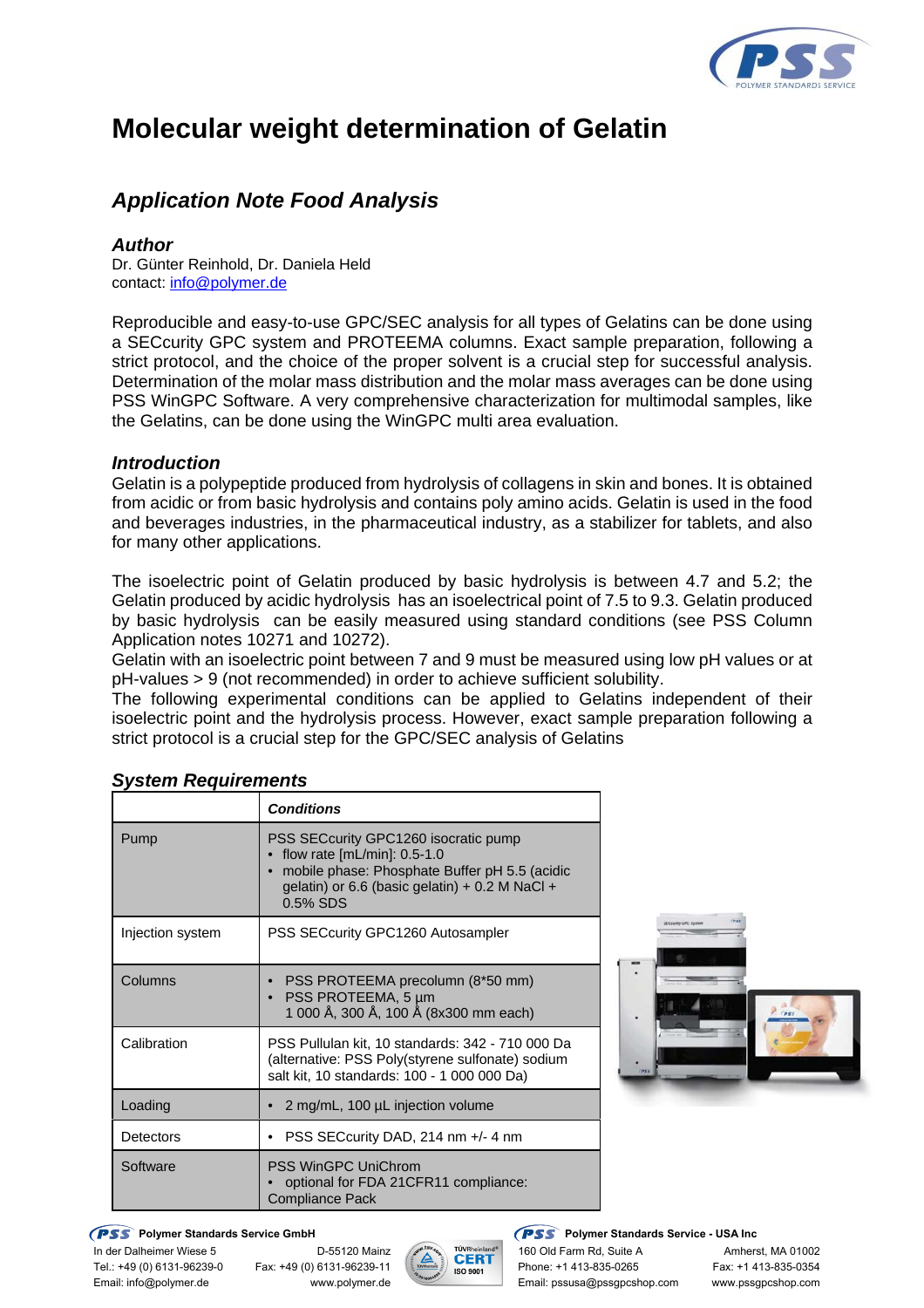# Molecular weight determination of Gelatin

## *Application Note Food Analysis*

### *Author*

Dr. Günter Reinhold, Dr. Daniela Held
contact: info@polymer.de

Reproducible and easy-to-use GPC/SEC analysis for all types of Gelatins can be done using a SECcurity GPC system and PROTEEMA columns. Exact sample preparation, following a strict protocol, and the choice of the proper solvent is a crucial step for successful analysis. Determination of the molar mass distribution and the molar mass averages can be done using PSS WinGPC Software. A very comprehensive characterization for multimodal samples, like the Gelatins, can be done using the WinGPC multi area evaluation.

### *Introduction*

Gelatin is a polypeptide produced from hydrolysis of collagens in skin and bones. It is obtained from acidic or from basic hydrolysis and contains poly amino acids. Gelatin is used in the food and beverages industries, in the pharmaceutical industry, as a stabilizer for tablets, and also for many other applications.

The isoelectric point of Gelatin produced by basic hydrolysis is between 4.7 and 5.2; the Gelatin produced by acidic hydrolysis has an isoelectrical point of 7.5 to 9.3. Gelatin produced by basic hydrolysis can be easily measured using standard conditions (see PSS Column Application notes 10271 and 10272).
Gelatin with an isoelectric point between 7 and 9 must be measured using low pH values or at pH-values > 9 (not recommended) in order to achieve sufficient solubility.
The following experimental conditions can be applied to Gelatins independent of their isoelectric point and the hydrolysis process. However, exact sample preparation following a strict protocol is a crucial step for the GPC/SEC analysis of Gelatins

### *System Requirements*

| | ***Conditions*** |
|---|---|
| Pump | PSS SECcurity GPC1260 isocratic pump<br>• flow rate [mL/min]: 0.5-1.0<br>• mobile phase: Phosphate Buffer pH 5.5 (acidic gelatin) or 6.6 (basic gelatin) + 0.2 M NaCl + 0.5% SDS |
| Injection system | PSS SECcurity GPC1260 Autosampler |
| Columns | • PSS PROTEEMA precolumn (8*50 mm)<br>• PSS PROTEEMA, 5 µm<br>1 000 Å, 300 Å, 100 Å (8x300 mm each) |
| Calibration | PSS Pullulan kit, 10 standards: 342 - 710 000 Da (alternative: PSS Poly(styrene sulfonate) sodium salt kit, 10 standards: 100 - 1 000 000 Da) |
| Loading | • 2 mg/mL, 100 µL injection volume |
| Detectors | • PSS SECcurity DAD, 214 nm +/- 4 nm |
| Software | PSS WinGPC UniChrom<br>• optional for FDA 21CFR11 compliance: Compliance Pack |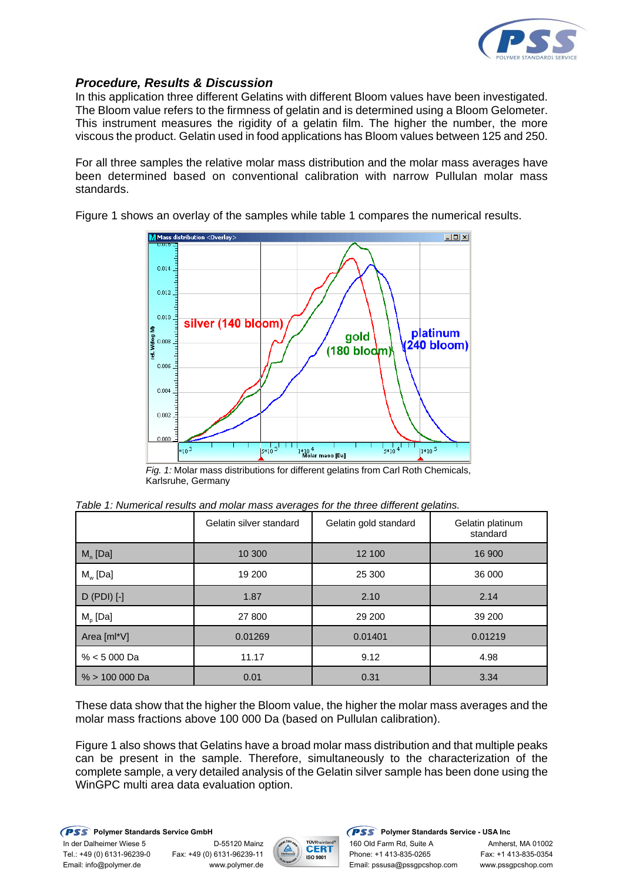### *Procedure, Results & Discussion*

In this application three different Gelatins with different Bloom values have been investigated. The Bloom value refers to the firmness of gelatin and is determined using a Bloom Gelometer. This instrument measures the rigidity of a gelatin film. The higher the number, the more viscous the product. Gelatin used in food applications has Bloom values between 125 and 250.

For all three samples the relative molar mass distribution and the molar mass averages have been determined based on conventional calibration with narrow Pullulan molar mass standards.

Figure 1 shows an overlay of the samples while table 1 compares the numerical results.

*Fig. 1:* Molar mass distributions for different gelatins from Carl Roth Chemicals, Karlsruhe, Germany

*Table 1: Numerical results and molar mass averages for the three different gelatins.*

| | Gelatin silver standard | Gelatin gold standard | Gelatin platinum standard |
|---|---|---|---|
| $M_n$ [Da] | 10 300 | 12 100 | 16 900 |
| $M_w$ [Da] | 19 200 | 25 300 | 36 000 |
| D (PDI) [-] | 1.87 | 2.10 | 2.14 |
| $M_p$ [Da] | 27 800 | 29 200 | 39 200 |
| Area [ml*V] | 0.01269 | 0.01401 | 0.01219 |
| % < 5 000 Da | 11.17 | 9.12 | 4.98 |
| % > 100 000 Da | 0.01 | 0.31 | 3.34 |

These data show that the higher the Bloom value, the higher the molar mass averages and the molar mass fractions above 100 000 Da (based on Pullulan calibration).

Figure 1 also shows that Gelatins have a broad molar mass distribution and that multiple peaks can be present in the sample. Therefore, simultaneously to the characterization of the complete sample, a very detailed analysis of the Gelatin silver sample has been done using the WinGPC multi area data evaluation option.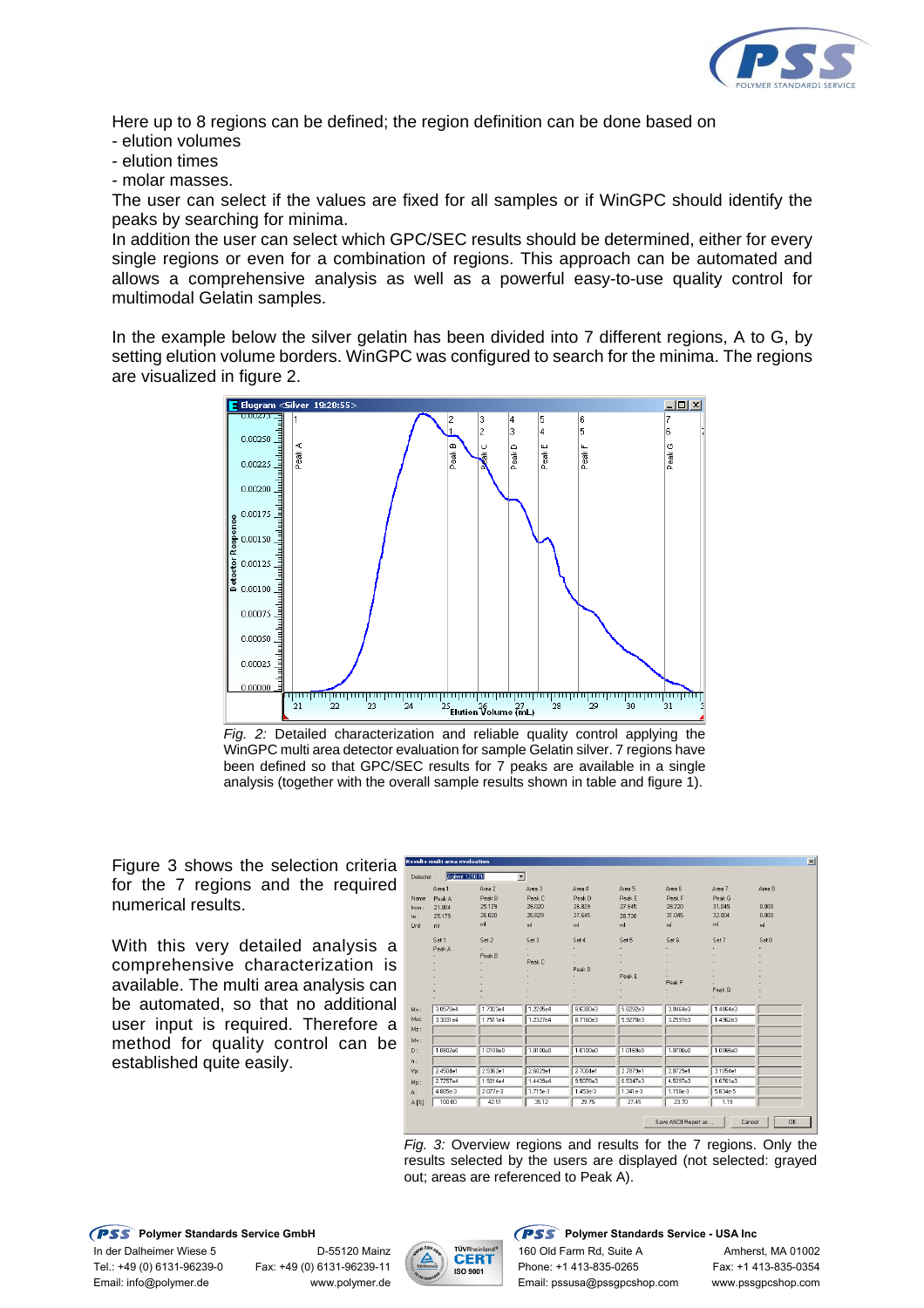Here up to 8 regions can be defined; the region definition can be done based on

- elution volumes
- elution times
- molar masses.

The user can select if the values are fixed for all samples or if WinGPC should identify the peaks by searching for minima.

In addition the user can select which GPC/SEC results should be determined, either for every single regions or even for a combination of regions. This approach can be automated and allows a comprehensive analysis as well as a powerful easy-to-use quality control for multimodal Gelatin samples.

In the example below the silver gelatin has been divided into 7 different regions, A to G, by setting elution volume borders. WinGPC was configured to search for the minima. The regions are visualized in figure 2.

Elugram <Silver 19:20:55>

Detector Response

0.00275
0.00250
0.00225
0.00200
0.00175
0.00150
0.00125
0.00100
0.00075
0.00050
0.00025
0.00000

Elution Volume (mL)

21 22 23 24 25 26 27 28 29 30 31

Peak A
Peak B
Peak C
Peak D
Peak E
Peak F
Peak G

*Fig. 2:* Detailed characterization and reliable quality control applying the WinGPC multi area detector evaluation for sample Gelatin silver. 7 regions have been defined so that GPC/SEC results for 7 peaks are available in a single analysis (together with the overall sample results shown in table and figure 1).

Figure 3 shows the selection criteria for the 7 regions and the required numerical results.

With this very detailed analysis a comprehensive characterization is available. The multi area analysis can be automated, so that no additional user input is required. Therefore a method for quality control can be established quite easily.

Results multi area evaluation

Detector: UV 280 (1)

| | Area 1 | Area 2 | Area 3 | Area 4 | Area 5 | Area 6 | Area 7 | Area 8 |
|---|---|---|---|---|---|---|---|---|
| Name | Peak A | Peak B | Peak C | Peak D | Peak E | Peak F | Peak G | |
| from: | 21.004 | 25.179 | 26.020 | 26.829 | 27.645 | 28.720 | 31.045 | 0.000 |
| to: | 25.179 | 26.020 | 26.829 | 27.645 | 28.720 | 31.045 | 32.004 | 0.000 |
| Unit | ml | ml | ml | ml | ml | ml | ml | ml |
| | Set 1 | Set 2 | Set 3 | Set 4 | Set 5 | Set 6 | Set 7 | Set 8 |
| | Peak A | Peak B | Peak C | Peak D | Peak E | Peak F | Peak G | |
| Mn: | 3.0573e4 | 1.7323e4 | 1.2205e4 | 8.6300e3 | 5.9292e3 | 3.0464e3 | 1.4864e3 | |
| Mw: | 3.3031e4 | 1.7511e4 | 1.2327e4 | 8.7160e3 | 5.9278e3 | 3.2597e3 | 1.4962e3 | |
| Mz: | | | | | | | | |
| Mv: | | | | | | | | |
| D: | 1.0802e0 | 1.0108e0 | 1.0100e0 | 1.0100e0 | 1.0169e0 | 1.0700e0 | 1.0066e0 | |
| η: | | | | | | | | |
| Vp: | 2.4504e1 | 2.5382e1 | 2.6029e1 | 2.7004e1 | 2.7879e1 | 2.8729e1 | 3.1054e1 | |
| Mp: | 2.7757e4 | 1.5214e4 | 1.4439e4 | 9.5078e3 | 6.5347e3 | 4.5397e3 | 1.6761e3 | |
| A: | 4.885e-3 | 2.077e-3 | 1.715e-3 | 1.453e-3 | 1.341e-3 | 1.159e-3 | 5.634e-5 | |
| A [%]: | 100.00 | 42.51 | 35.12 | 29.75 | 27.45 | 23.70 | 1.19 | |

Save ASCII Report as ... Cancel OK

*Fig. 3:* Overview regions and results for the 7 regions. Only the results selected by the users are displayed (not selected: grayed out; areas are referenced to Peak A).